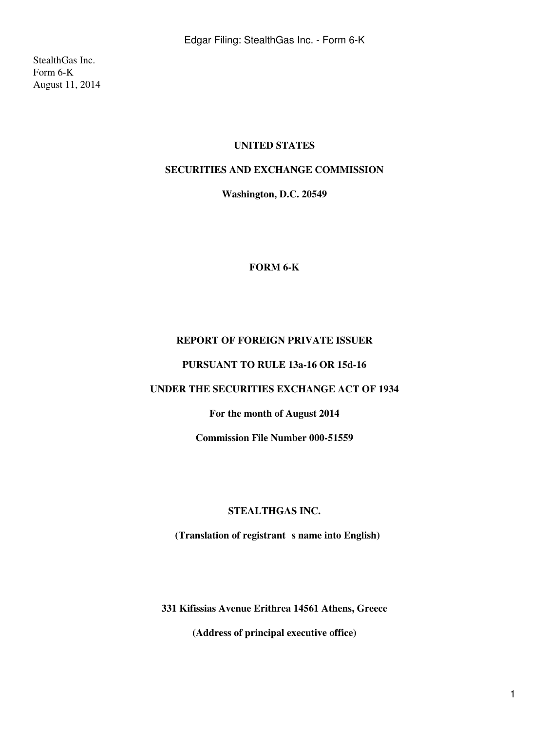StealthGas Inc.
Form 6-K
August 11, 2014

**UNITED STATES**

**SECURITIES AND EXCHANGE COMMISSION**

**Washington, D.C. 20549**

**FORM 6-K**

**REPORT OF FOREIGN PRIVATE ISSUER**

**PURSUANT TO RULE 13a-16 OR 15d-16**

**UNDER THE SECURITIES EXCHANGE ACT OF 1934**

**For the month of August 2014**

**Commission File Number 000-51559**

**STEALTHGAS INC.**

**(Translation of registrant s name into English)**

**331 Kifissias Avenue Erithrea 14561 Athens, Greece**

**(Address of principal executive office)**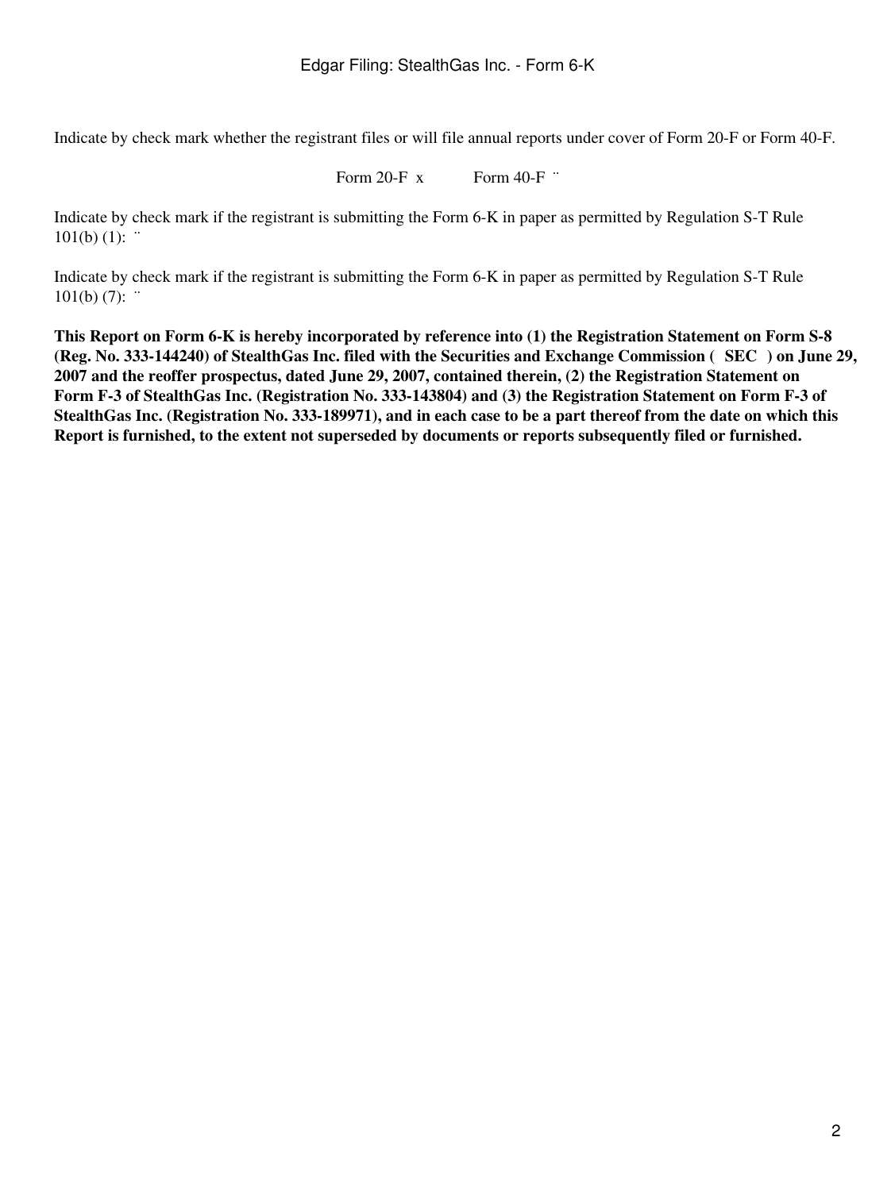Indicate by check mark whether the registrant files or will file annual reports under cover of Form 20-F or Form 40-F.

Form 20-F x Form 40-F ¨

Indicate by check mark if the registrant is submitting the Form 6-K in paper as permitted by Regulation S-T Rule 101(b) (1): ¨

Indicate by check mark if the registrant is submitting the Form 6-K in paper as permitted by Regulation S-T Rule 101(b) (7): ¨

**This Report on Form 6-K is hereby incorporated by reference into (1) the Registration Statement on Form S-8 (Reg. No. 333-144240) of StealthGas Inc. filed with the Securities and Exchange Commission ( SEC ) on June 29, 2007 and the reoffer prospectus, dated June 29, 2007, contained therein, (2) the Registration Statement on Form F-3 of StealthGas Inc. (Registration No. 333-143804) and (3) the Registration Statement on Form F-3 of StealthGas Inc. (Registration No. 333-189971), and in each case to be a part thereof from the date on which this Report is furnished, to the extent not superseded by documents or reports subsequently filed or furnished.**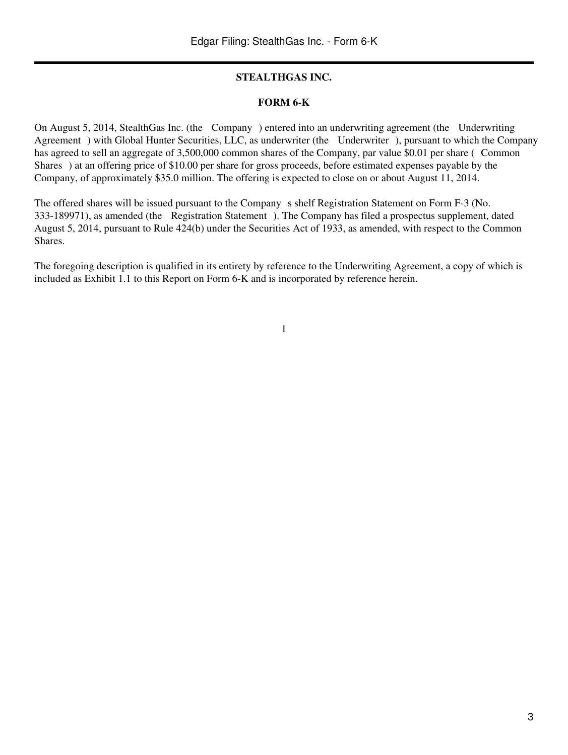**STEALTHGAS INC.**

**FORM 6-K**

On August 5, 2014, StealthGas Inc. (the Company ) entered into an underwriting agreement (the Underwriting Agreement ) with Global Hunter Securities, LLC, as underwriter (the Underwriter ), pursuant to which the Company has agreed to sell an aggregate of 3,500,000 common shares of the Company, par value $0.01 per share ( Common Shares ) at an offering price of $10.00 per share for gross proceeds, before estimated expenses payable by the Company, of approximately $35.0 million. The offering is expected to close on or about August 11, 2014.

The offered shares will be issued pursuant to the Company s shelf Registration Statement on Form F-3 (No. 333-189971), as amended (the Registration Statement ). The Company has filed a prospectus supplement, dated August 5, 2014, pursuant to Rule 424(b) under the Securities Act of 1933, as amended, with respect to the Common Shares.

The foregoing description is qualified in its entirety by reference to the Underwriting Agreement, a copy of which is included as Exhibit 1.1 to this Report on Form 6-K and is incorporated by reference herein.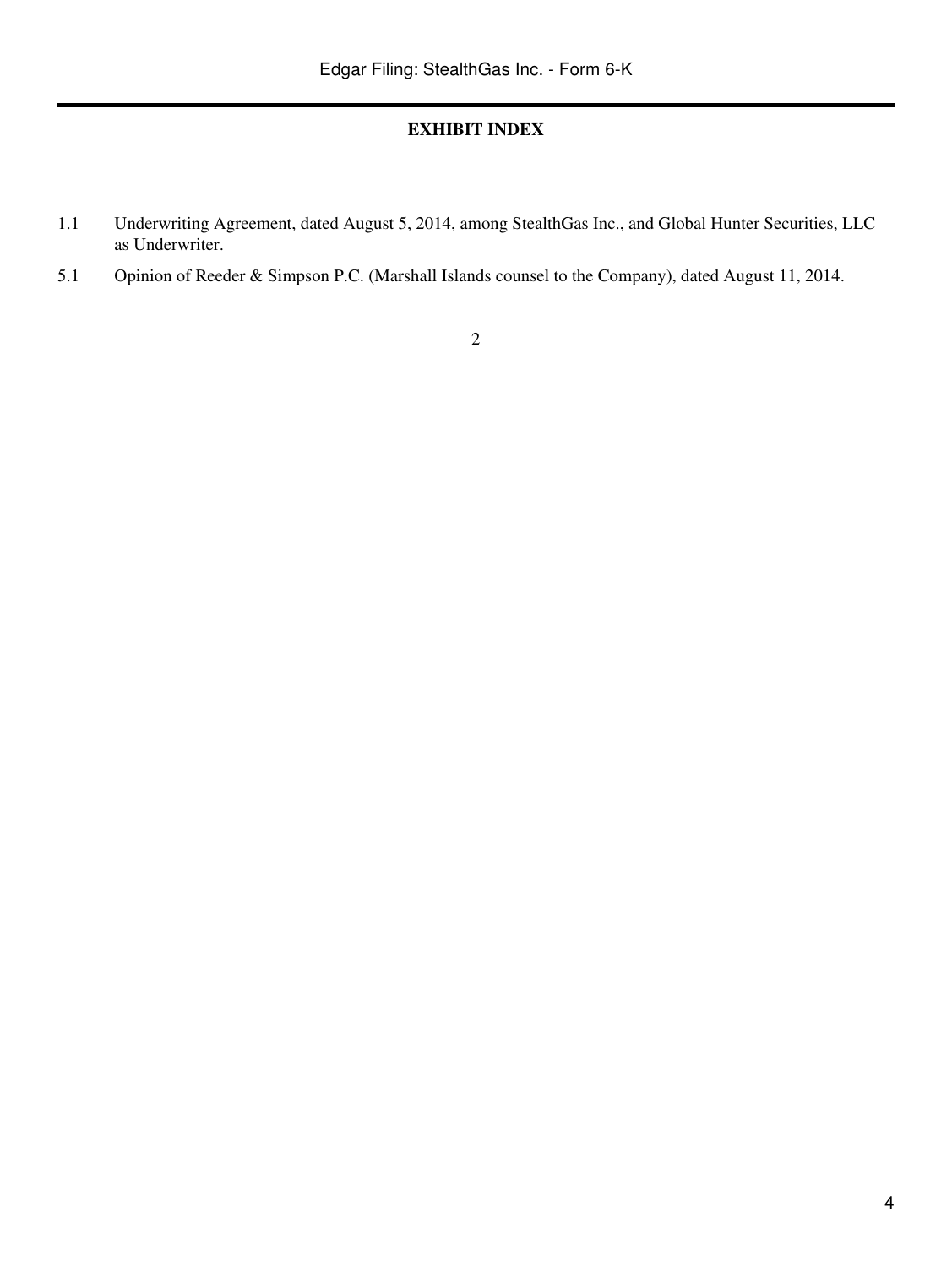**EXHIBIT INDEX**

1.1 Underwriting Agreement, dated August 5, 2014, among StealthGas Inc., and Global Hunter Securities, LLC as Underwriter.

5.1 Opinion of Reeder & Simpson P.C. (Marshall Islands counsel to the Company), dated August 11, 2014.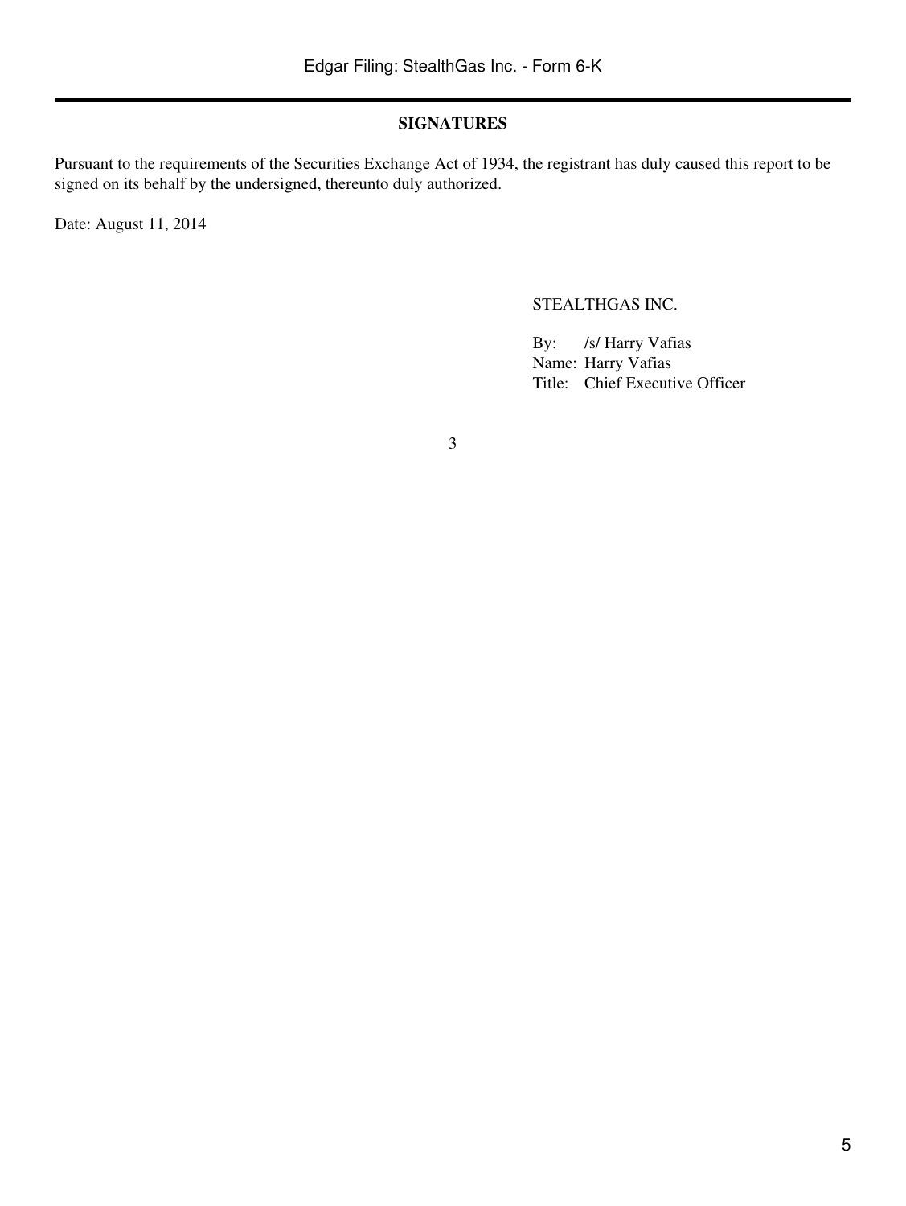**SIGNATURES**

Pursuant to the requirements of the Securities Exchange Act of 1934, the registrant has duly caused this report to be signed on its behalf by the undersigned, thereunto duly authorized.

Date: August 11, 2014

STEALTHGAS INC.

By: /s/ Harry Vafias
Name: Harry Vafias
Title: Chief Executive Officer